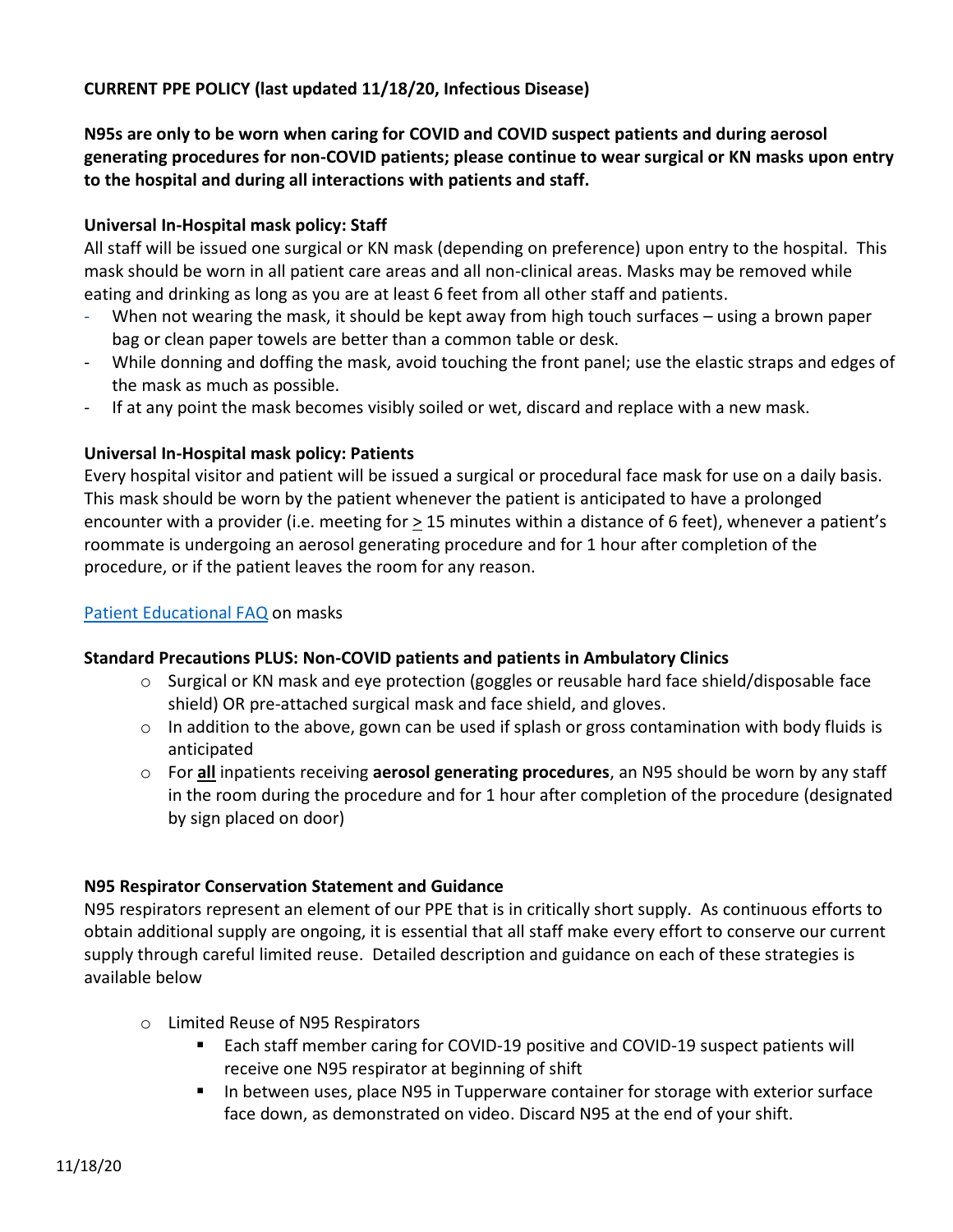**CURRENT PPE POLICY (last updated 11/18/20, Infectious Disease)**

**N95s are only to be worn when caring for COVID and COVID suspect patients and during aerosol generating procedures for non-COVID patients; please continue to wear surgical or KN masks upon entry to the hospital and during all interactions with patients and staff.**

**Universal In-Hospital mask policy: Staff**

All staff will be issued one surgical or KN mask (depending on preference) upon entry to the hospital. This mask should be worn in all patient care areas and all non-clinical areas. Masks may be removed while eating and drinking as long as you are at least 6 feet from all other staff and patients.

- When not wearing the mask, it should be kept away from high touch surfaces – using a brown paper bag or clean paper towels are better than a common table or desk.
- While donning and doffing the mask, avoid touching the front panel; use the elastic straps and edges of the mask as much as possible.
- If at any point the mask becomes visibly soiled or wet, discard and replace with a new mask.

**Universal In-Hospital mask policy: Patients**

Every hospital visitor and patient will be issued a surgical or procedural face mask for use on a daily basis. This mask should be worn by the patient whenever the patient is anticipated to have a prolonged encounter with a provider (i.e. meeting for ≥ 15 minutes within a distance of 6 feet), whenever a patient's roommate is undergoing an aerosol generating procedure and for 1 hour after completion of the procedure, or if the patient leaves the room for any reason.

Patient Educational FAQ on masks

**Standard Precautions PLUS: Non-COVID patients and patients in Ambulatory Clinics**

- Surgical or KN mask and eye protection (goggles or reusable hard face shield/disposable face shield) OR pre-attached surgical mask and face shield, and gloves.
- In addition to the above, gown can be used if splash or gross contamination with body fluids is anticipated
- For **all** inpatients receiving **aerosol generating procedures**, an N95 should be worn by any staff in the room during the procedure and for 1 hour after completion of the procedure (designated by sign placed on door)

**N95 Respirator Conservation Statement and Guidance**

N95 respirators represent an element of our PPE that is in critically short supply. As continuous efforts to obtain additional supply are ongoing, it is essential that all staff make every effort to conserve our current supply through careful limited reuse. Detailed description and guidance on each of these strategies is available below

- Limited Reuse of N95 Respirators
  - Each staff member caring for COVID-19 positive and COVID-19 suspect patients will receive one N95 respirator at beginning of shift
  - In between uses, place N95 in Tupperware container for storage with exterior surface face down, as demonstrated on video. Discard N95 at the end of your shift.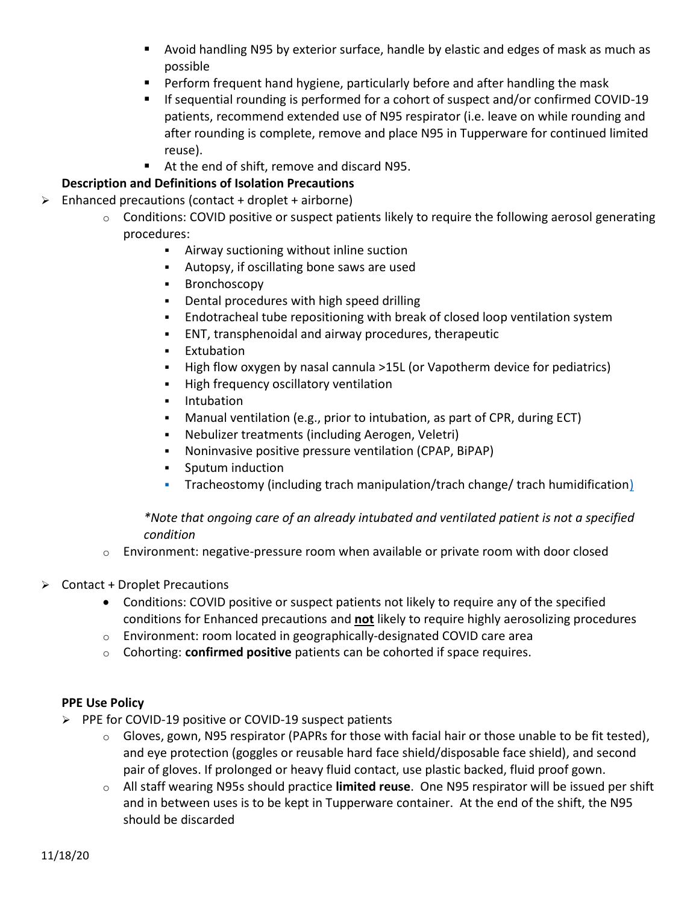- Avoid handling N95 by exterior surface, handle by elastic and edges of mask as much as possible
        - Perform frequent hand hygiene, particularly before and after handling the mask
        - If sequential rounding is performed for a cohort of suspect and/or confirmed COVID-19 patients, recommend extended use of N95 respirator (i.e. leave on while rounding and after rounding is complete, remove and place N95 in Tupperware for continued limited reuse).
        - At the end of shift, remove and discard N95.

**Description and Definitions of Isolation Precautions**

- Enhanced precautions (contact + droplet + airborne)
    - Conditions: COVID positive or suspect patients likely to require the following aerosol generating procedures:
        - Airway suctioning without inline suction
        - Autopsy, if oscillating bone saws are used
        - Bronchoscopy
        - Dental procedures with high speed drilling
        - Endotracheal tube repositioning with break of closed loop ventilation system
        - ENT, transphenoidal and airway procedures, therapeutic
        - Extubation
        - High flow oxygen by nasal cannula >15L (or Vapotherm device for pediatrics)
        - High frequency oscillatory ventilation
        - Intubation
        - Manual ventilation (e.g., prior to intubation, as part of CPR, during ECT)
        - Nebulizer treatments (including Aerogen, Veletri)
        - Noninvasive positive pressure ventilation (CPAP, BiPAP)
        - Sputum induction
        - Tracheostomy (including trach manipulation/trach change/ trach humidification)

      *\*Note that ongoing care of an already intubated and ventilated patient is not a specified condition*

    - Environment: negative-pressure room when available or private room with door closed

- Contact + Droplet Precautions
    - Conditions: COVID positive or suspect patients not likely to require any of the specified conditions for Enhanced precautions and **not** likely to require highly aerosolizing procedures
    - Environment: room located in geographically-designated COVID care area
    - Cohorting: **confirmed positive** patients can be cohorted if space requires.

**PPE Use Policy**

- PPE for COVID-19 positive or COVID-19 suspect patients
    - Gloves, gown, N95 respirator (PAPRs for those with facial hair or those unable to be fit tested), and eye protection (goggles or reusable hard face shield/disposable face shield), and second pair of gloves. If prolonged or heavy fluid contact, use plastic backed, fluid proof gown.
    - All staff wearing N95s should practice **limited reuse**. One N95 respirator will be issued per shift and in between uses is to be kept in Tupperware container. At the end of the shift, the N95 should be discarded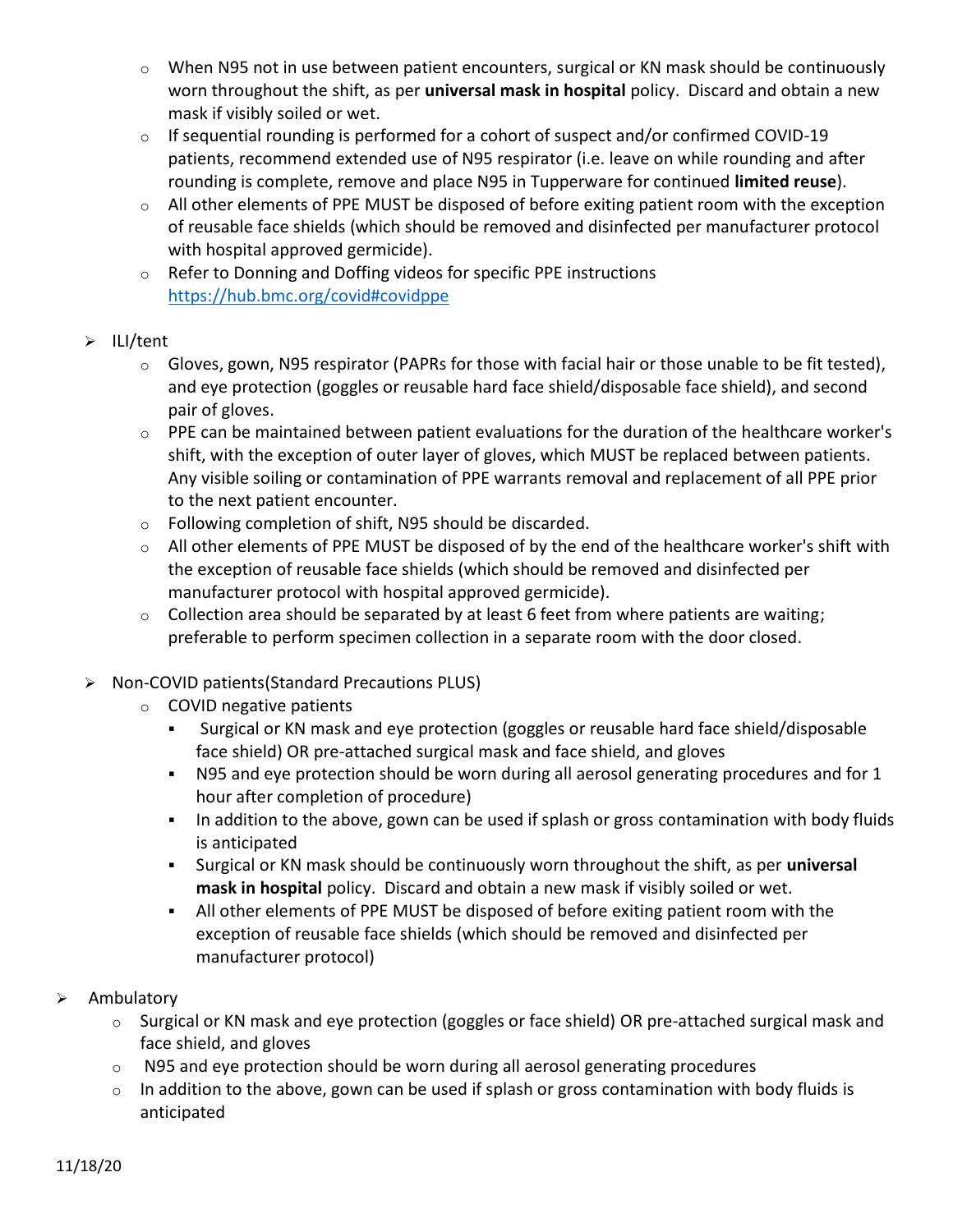- When N95 not in use between patient encounters, surgical or KN mask should be continuously worn throughout the shift, as per **universal mask in hospital** policy. Discard and obtain a new mask if visibly soiled or wet.
  - If sequential rounding is performed for a cohort of suspect and/or confirmed COVID-19 patients, recommend extended use of N95 respirator (i.e. leave on while rounding and after rounding is complete, remove and place N95 in Tupperware for continued **limited reuse**).
  - All other elements of PPE MUST be disposed of before exiting patient room with the exception of reusable face shields (which should be removed and disinfected per manufacturer protocol with hospital approved germicide).
  - Refer to Donning and Doffing videos for specific PPE instructions https://hub.bmc.org/covid#covidppe

- ILI/tent
  - Gloves, gown, N95 respirator (PAPRs for those with facial hair or those unable to be fit tested), and eye protection (goggles or reusable hard face shield/disposable face shield), and second pair of gloves.
  - PPE can be maintained between patient evaluations for the duration of the healthcare worker's shift, with the exception of outer layer of gloves, which MUST be replaced between patients. Any visible soiling or contamination of PPE warrants removal and replacement of all PPE prior to the next patient encounter.
  - Following completion of shift, N95 should be discarded.
  - All other elements of PPE MUST be disposed of by the end of the healthcare worker's shift with the exception of reusable face shields (which should be removed and disinfected per manufacturer protocol with hospital approved germicide).
  - Collection area should be separated by at least 6 feet from where patients are waiting; preferable to perform specimen collection in a separate room with the door closed.

- Non-COVID patients(Standard Precautions PLUS)
  - COVID negative patients
    - Surgical or KN mask and eye protection (goggles or reusable hard face shield/disposable face shield) OR pre-attached surgical mask and face shield, and gloves
    - N95 and eye protection should be worn during all aerosol generating procedures and for 1 hour after completion of procedure)
    - In addition to the above, gown can be used if splash or gross contamination with body fluids is anticipated
    - Surgical or KN mask should be continuously worn throughout the shift, as per **universal mask in hospital** policy. Discard and obtain a new mask if visibly soiled or wet.
    - All other elements of PPE MUST be disposed of before exiting patient room with the exception of reusable face shields (which should be removed and disinfected per manufacturer protocol)

- Ambulatory
  - Surgical or KN mask and eye protection (goggles or face shield) OR pre-attached surgical mask and face shield, and gloves
  - N95 and eye protection should be worn during all aerosol generating procedures
  - In addition to the above, gown can be used if splash or gross contamination with body fluids is anticipated

11/18/20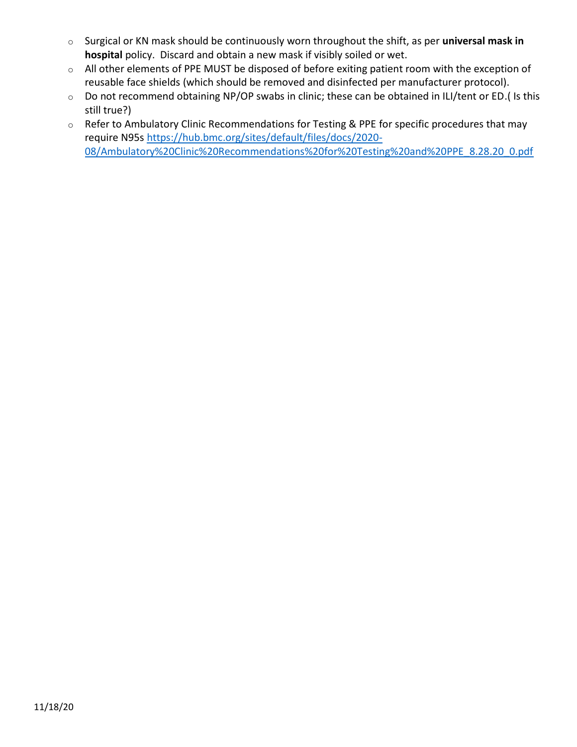- Surgical or KN mask should be continuously worn throughout the shift, as per **universal mask in hospital** policy. Discard and obtain a new mask if visibly soiled or wet.
- All other elements of PPE MUST be disposed of before exiting patient room with the exception of reusable face shields (which should be removed and disinfected per manufacturer protocol).
- Do not recommend obtaining NP/OP swabs in clinic; these can be obtained in ILI/tent or ED.( Is this still true?)
- Refer to Ambulatory Clinic Recommendations for Testing & PPE for specific procedures that may require N95s [https://hub.bmc.org/sites/default/files/docs/2020-08/Ambulatory%20Clinic%20Recommendations%20for%20Testing%20and%20PPE_8.28.20_0.pdf](https://hub.bmc.org/sites/default/files/docs/2020-08/Ambulatory%20Clinic%20Recommendations%20for%20Testing%20and%20PPE_8.28.20_0.pdf)